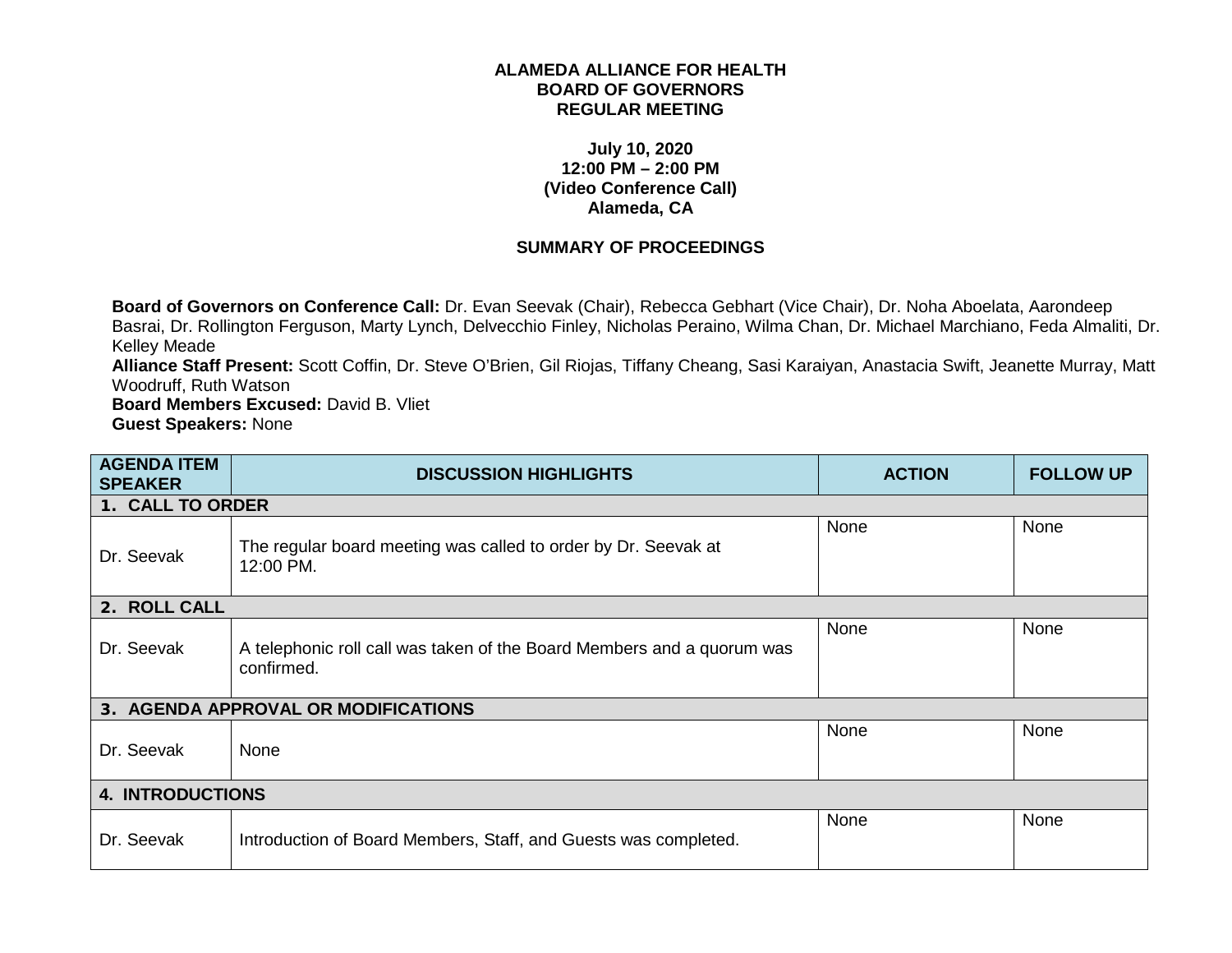**ALAMEDA ALLIANCE FOR HEALTH**
**BOARD OF GOVERNORS**
**REGULAR MEETING**

**July 10, 2020**
**12:00 PM – 2:00 PM**
**(Video Conference Call)**
**Alameda, CA**

**SUMMARY OF PROCEEDINGS**

**Board of Governors on Conference Call:** Dr. Evan Seevak (Chair), Rebecca Gebhart (Vice Chair), Dr. Noha Aboelata, Aarondeep Basrai, Dr. Rollington Ferguson, Marty Lynch, Delvecchio Finley, Nicholas Peraino, Wilma Chan, Dr. Michael Marchiano, Feda Almaliti, Dr. Kelley Meade
**Alliance Staff Present:** Scott Coffin, Dr. Steve O'Brien, Gil Riojas, Tiffany Cheang, Sasi Karaiyan, Anastacia Swift, Jeanette Murray, Matt Woodruff, Ruth Watson
**Board Members Excused:** David B. Vliet
**Guest Speakers:** None

| AGENDA ITEM SPEAKER | DISCUSSION HIGHLIGHTS | ACTION | FOLLOW UP |
|---|---|---|---|
| **1. CALL TO ORDER** | | | |
| Dr. Seevak | The regular board meeting was called to order by Dr. Seevak at 12:00 PM. | None | None |
| **2. ROLL CALL** | | | |
| Dr. Seevak | A telephonic roll call was taken of the Board Members and a quorum was confirmed. | None | None |
| **3. AGENDA APPROVAL OR MODIFICATIONS** | | | |
| Dr. Seevak | None | None | None |
| **4. INTRODUCTIONS** | | | |
| Dr. Seevak | Introduction of Board Members, Staff, and Guests was completed. | None | None |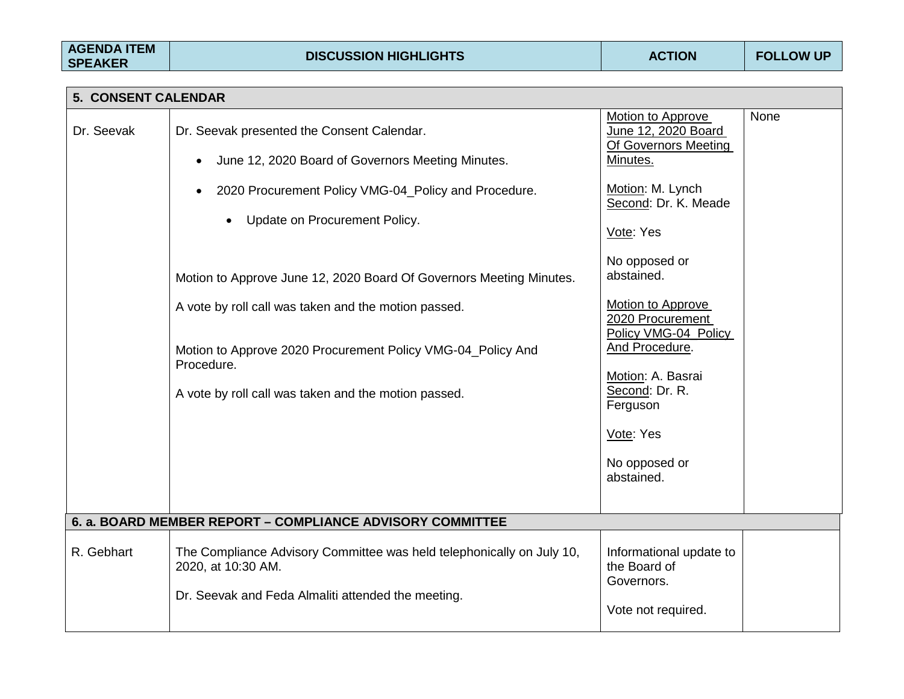| AGENDA ITEM SPEAKER | DISCUSSION HIGHLIGHTS | ACTION | FOLLOW UP |
|---|---|---|---|
| **5. CONSENT CALENDAR** | | | |
| Dr. Seevak | Dr. Seevak presented the Consent Calendar.<br><br>• June 12, 2020 Board of Governors Meeting Minutes.<br>• 2020 Procurement Policy VMG-04_Policy and Procedure.<br>  • Update on Procurement Policy.<br><br>Motion to Approve June 12, 2020 Board Of Governors Meeting Minutes.<br><br>A vote by roll call was taken and the motion passed.<br><br>Motion to Approve 2020 Procurement Policy VMG-04_Policy And Procedure.<br><br>A vote by roll call was taken and the motion passed. | <u>Motion to Approve June 12, 2020 Board Of Governors Meeting Minutes.</u><br><br><u>Motion</u>: M. Lynch<br><u>Second</u>: Dr. K. Meade<br><br><u>Vote</u>: Yes<br><br>No opposed or abstained.<br><br><u>Motion to Approve 2020 Procurement Policy VMG-04_Policy And Procedure</u>.<br><br><u>Motion</u>: A. Basrai<br><u>Second</u>: Dr. R. Ferguson<br><br><u>Vote</u>: Yes<br><br>No opposed or abstained. | None |
| **6. a. BOARD MEMBER REPORT – COMPLIANCE ADVISORY COMMITTEE** | | | |
| R. Gebhart | The Compliance Advisory Committee was held telephonically on July 10, 2020, at 10:30 AM.<br><br>Dr. Seevak and Feda Almaliti attended the meeting. | Informational update to the Board of Governors.<br><br>Vote not required. | |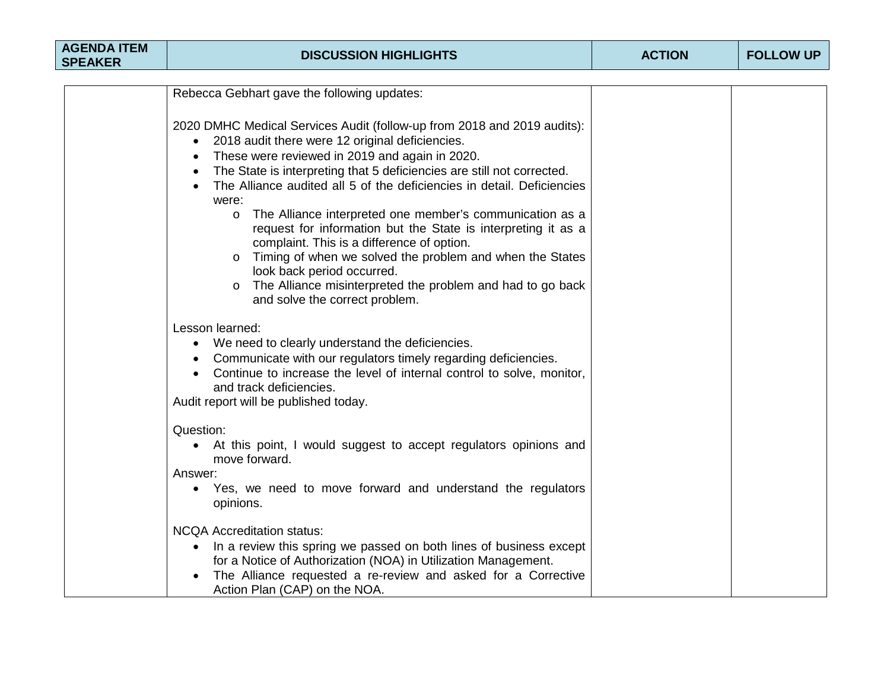| AGENDA ITEM SPEAKER | DISCUSSION HIGHLIGHTS | ACTION | FOLLOW UP |
|---|---|---|---|
| | Rebecca Gebhart gave the following updates:<br><br>2020 DMHC Medical Services Audit (follow-up from 2018 and 2019 audits):<br>• 2018 audit there were 12 original deficiencies.<br>• These were reviewed in 2019 and again in 2020.<br>• The State is interpreting that 5 deficiencies are still not corrected.<br>• The Alliance audited all 5 of the deficiencies in detail. Deficiencies were:<br>  o The Alliance interpreted one member's communication as a request for information but the State is interpreting it as a complaint. This is a difference of option.<br>  o Timing of when we solved the problem and when the States look back period occurred.<br>  o The Alliance misinterpreted the problem and had to go back and solve the correct problem.<br><br>Lesson learned:<br>• We need to clearly understand the deficiencies.<br>• Communicate with our regulators timely regarding deficiencies.<br>• Continue to increase the level of internal control to solve, monitor, and track deficiencies.<br>Audit report will be published today.<br><br>Question:<br>• At this point, I would suggest to accept regulators opinions and move forward.<br>Answer:<br>• Yes, we need to move forward and understand the regulators opinions.<br><br>NCQA Accreditation status:<br>• In a review this spring we passed on both lines of business except for a Notice of Authorization (NOA) in Utilization Management.<br>• The Alliance requested a re-review and asked for a Corrective Action Plan (CAP) on the NOA. | | |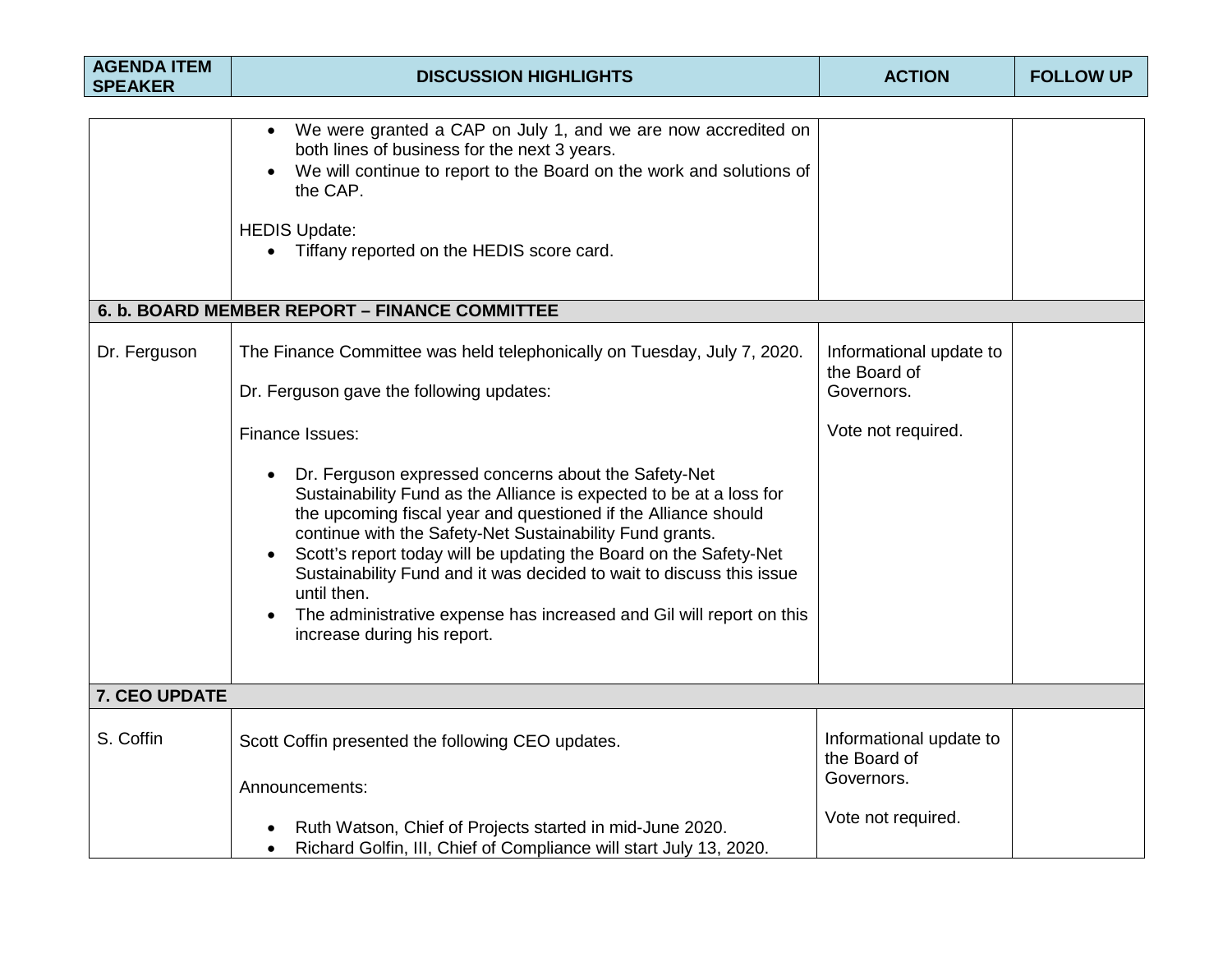| AGENDA ITEM SPEAKER | DISCUSSION HIGHLIGHTS | ACTION | FOLLOW UP |
|---|---|---|---|
| | • We were granted a CAP on July 1, and we are now accredited on both lines of business for the next 3 years.<br>• We will continue to report to the Board on the work and solutions of the CAP.<br><br>HEDIS Update:<br>• Tiffany reported on the HEDIS score card. | | |
| **6. b. BOARD MEMBER REPORT – FINANCE COMMITTEE** | | | |
| Dr. Ferguson | The Finance Committee was held telephonically on Tuesday, July 7, 2020.<br><br>Dr. Ferguson gave the following updates:<br><br>Finance Issues:<br><br>• Dr. Ferguson expressed concerns about the Safety-Net Sustainability Fund as the Alliance is expected to be at a loss for the upcoming fiscal year and questioned if the Alliance should continue with the Safety-Net Sustainability Fund grants.<br>• Scott's report today will be updating the Board on the Safety-Net Sustainability Fund and it was decided to wait to discuss this issue until then.<br>• The administrative expense has increased and Gil will report on this increase during his report. | Informational update to the Board of Governors.<br><br>Vote not required. | |
| **7. CEO UPDATE** | | | |
| S. Coffin | Scott Coffin presented the following CEO updates.<br><br>Announcements:<br><br>• Ruth Watson, Chief of Projects started in mid-June 2020.<br>• Richard Golfin, III, Chief of Compliance will start July 13, 2020. | Informational update to the Board of Governors.<br><br>Vote not required. | |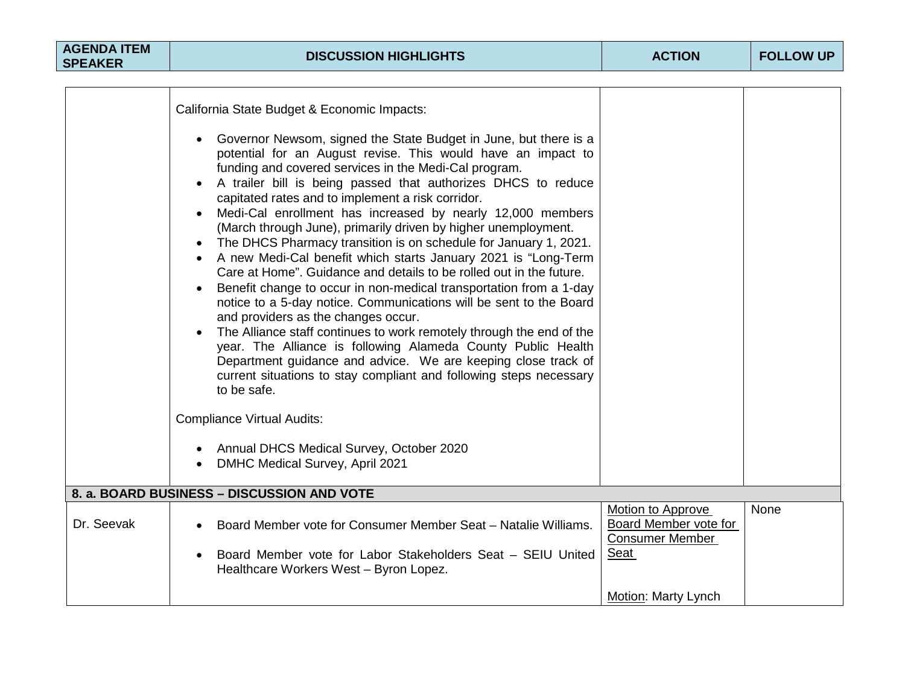| AGENDA ITEM SPEAKER | DISCUSSION HIGHLIGHTS | ACTION | FOLLOW UP |
|---|---|---|---|
| | California State Budget & Economic Impacts:<br><br>• Governor Newsom, signed the State Budget in June, but there is a potential for an August revise. This would have an impact to funding and covered services in the Medi-Cal program.<br>• A trailer bill is being passed that authorizes DHCS to reduce capitated rates and to implement a risk corridor.<br>• Medi-Cal enrollment has increased by nearly 12,000 members (March through June), primarily driven by higher unemployment.<br>• The DHCS Pharmacy transition is on schedule for January 1, 2021.<br>• A new Medi-Cal benefit which starts January 2021 is "Long-Term Care at Home". Guidance and details to be rolled out in the future.<br>• Benefit change to occur in non-medical transportation from a 1-day notice to a 5-day notice. Communications will be sent to the Board and providers as the changes occur.<br>• The Alliance staff continues to work remotely through the end of the year. The Alliance is following Alameda County Public Health Department guidance and advice. We are keeping close track of current situations to stay compliant and following steps necessary to be safe.<br><br>Compliance Virtual Audits:<br><br>• Annual DHCS Medical Survey, October 2020<br>• DMHC Medical Survey, April 2021 | | |
| **8. a. BOARD BUSINESS – DISCUSSION AND VOTE** | | | |
| Dr. Seevak | • Board Member vote for Consumer Member Seat – Natalie Williams.<br><br>• Board Member vote for Labor Stakeholders Seat – SEIU United Healthcare Workers West – Byron Lopez. | Motion to Approve Board Member vote for Consumer Member Seat<br><br>Motion: Marty Lynch | None |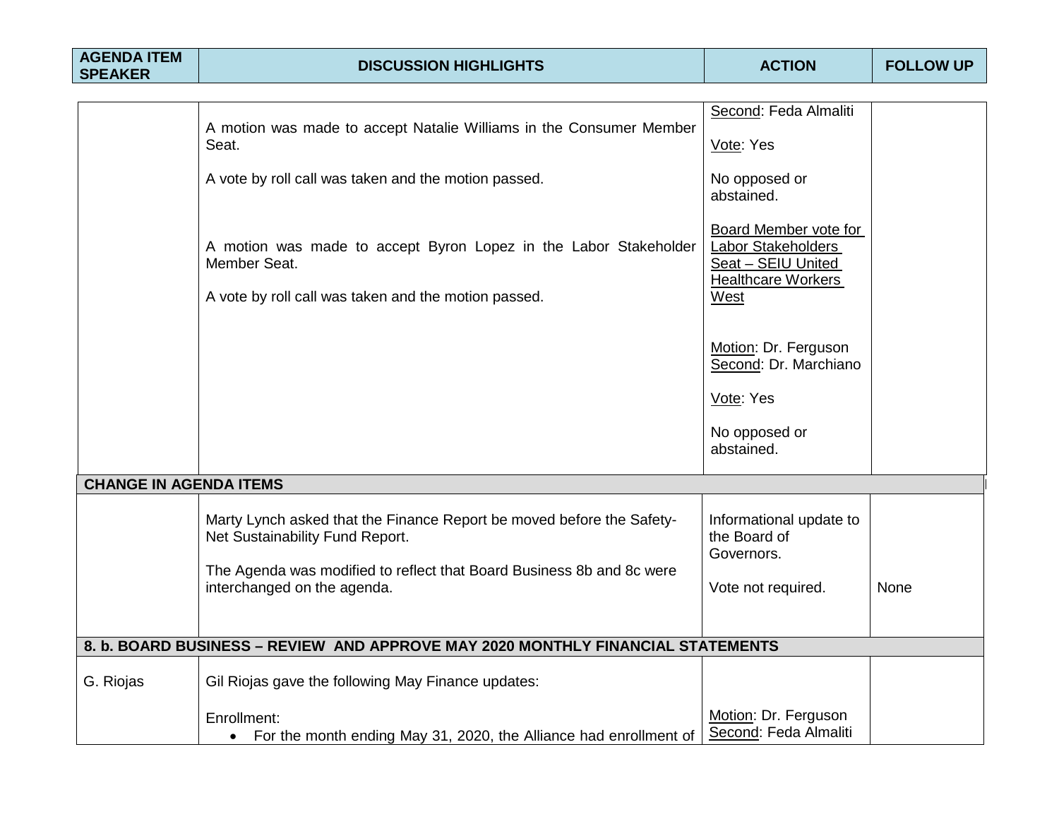| AGENDA ITEM SPEAKER | DISCUSSION HIGHLIGHTS | ACTION | FOLLOW UP |
|---|---|---|---|
| | A motion was made to accept Natalie Williams in the Consumer Member Seat.<br><br>A vote by roll call was taken and the motion passed.<br><br>A motion was made to accept Byron Lopez in the Labor Stakeholder Member Seat.<br><br>A vote by roll call was taken and the motion passed. | Second: Feda Almaliti<br><br>Vote: Yes<br><br>No opposed or abstained.<br><br>Board Member vote for Labor Stakeholders Seat – SEIU United Healthcare Workers West<br><br>Motion: Dr. Ferguson<br>Second: Dr. Marchiano<br><br>Vote: Yes<br><br>No opposed or abstained. | |
| **CHANGE IN AGENDA ITEMS** | | | |
| | Marty Lynch asked that the Finance Report be moved before the Safety-Net Sustainability Fund Report.<br><br>The Agenda was modified to reflect that Board Business 8b and 8c were interchanged on the agenda. | Informational update to the Board of Governors.<br><br>Vote not required. | None |
| **8. b. BOARD BUSINESS – REVIEW AND APPROVE MAY 2020 MONTHLY FINANCIAL STATEMENTS** | | | |
| G. Riojas | Gil Riojas gave the following May Finance updates:<br><br>Enrollment:<br>• For the month ending May 31, 2020, the Alliance had enrollment of | Motion: Dr. Ferguson<br>Second: Feda Almaliti | |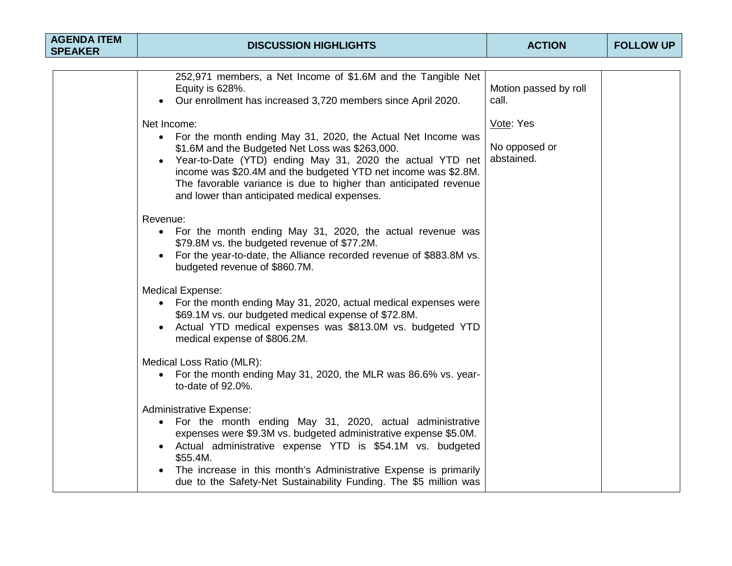| AGENDA ITEM SPEAKER | DISCUSSION HIGHLIGHTS | ACTION | FOLLOW UP |
|---|---|---|---|
| | 252,971 members, a Net Income of $1.6M and the Tangible Net Equity is 628%.<br>• Our enrollment has increased 3,720 members since April 2020.<br><br>Net Income:<br>• For the month ending May 31, 2020, the Actual Net Income was $1.6M and the Budgeted Net Loss was $263,000.<br>• Year-to-Date (YTD) ending May 31, 2020 the actual YTD net income was $20.4M and the budgeted YTD net income was $2.8M. The favorable variance is due to higher than anticipated revenue and lower than anticipated medical expenses.<br><br>Revenue:<br>• For the month ending May 31, 2020, the actual revenue was $79.8M vs. the budgeted revenue of $77.2M.<br>• For the year-to-date, the Alliance recorded revenue of $883.8M vs. budgeted revenue of $860.7M.<br><br>Medical Expense:<br>• For the month ending May 31, 2020, actual medical expenses were $69.1M vs. our budgeted medical expense of $72.8M.<br>• Actual YTD medical expenses was $813.0M vs. budgeted YTD medical expense of $806.2M.<br><br>Medical Loss Ratio (MLR):<br>• For the month ending May 31, 2020, the MLR was 86.6% vs. year-to-date of 92.0%.<br><br>Administrative Expense:<br>• For the month ending May 31, 2020, actual administrative expenses were $9.3M vs. budgeted administrative expense $5.0M.<br>• Actual administrative expense YTD is $54.1M vs. budgeted $55.4M.<br>• The increase in this month's Administrative Expense is primarily due to the Safety-Net Sustainability Funding. The $5 million was | Motion passed by roll call.<br><br>Vote: Yes<br><br>No opposed or abstained. | |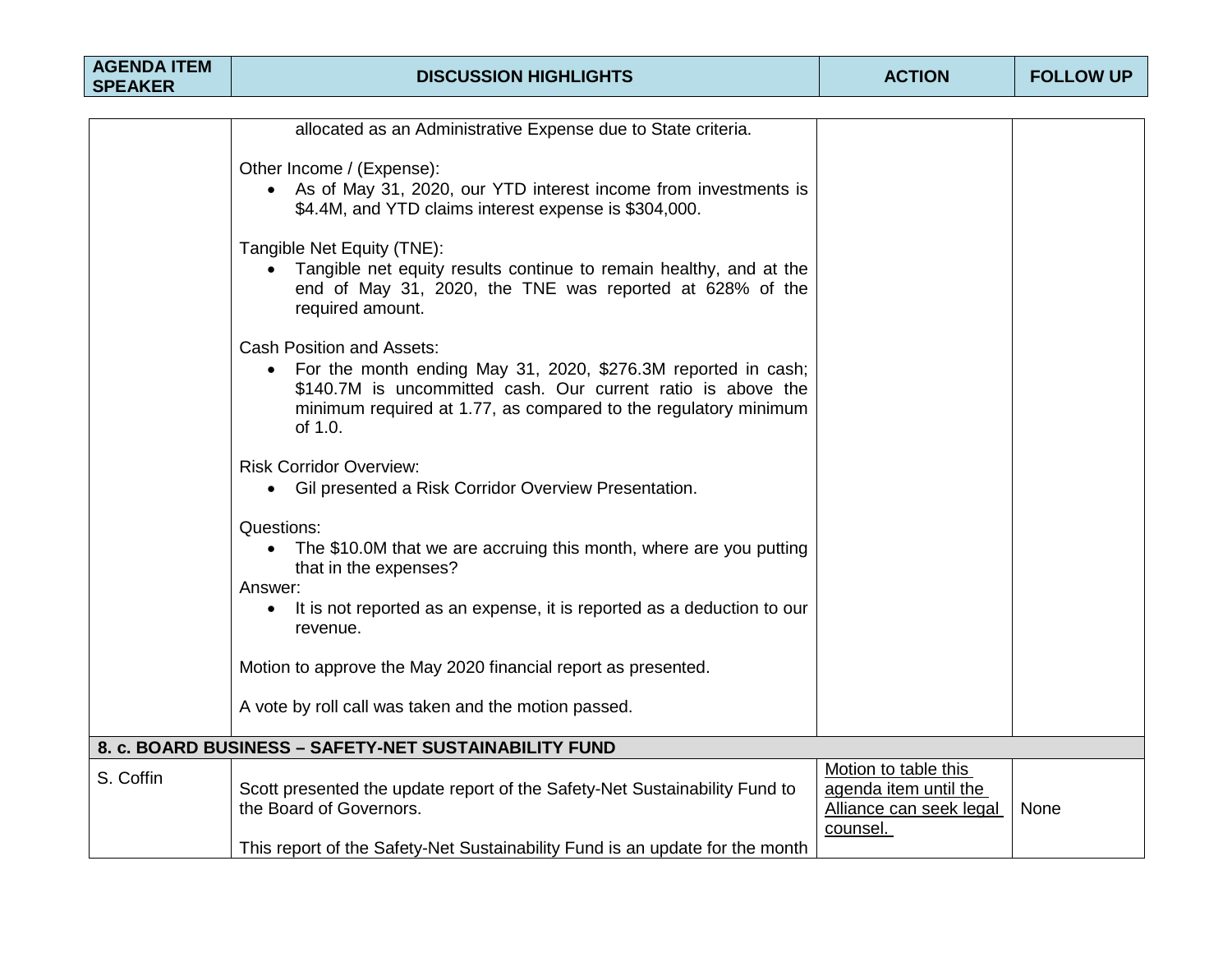| AGENDA ITEM SPEAKER | DISCUSSION HIGHLIGHTS | ACTION | FOLLOW UP |
|---|---|---|---|
| | allocated as an Administrative Expense due to State criteria.<br><br>Other Income / (Expense):<br>• As of May 31, 2020, our YTD interest income from investments is \$4.4M, and YTD claims interest expense is \$304,000.<br><br>Tangible Net Equity (TNE):<br>• Tangible net equity results continue to remain healthy, and at the end of May 31, 2020, the TNE was reported at 628% of the required amount.<br><br>Cash Position and Assets:<br>• For the month ending May 31, 2020, \$276.3M reported in cash; \$140.7M is uncommitted cash. Our current ratio is above the minimum required at 1.77, as compared to the regulatory minimum of 1.0.<br><br>Risk Corridor Overview:<br>• Gil presented a Risk Corridor Overview Presentation.<br><br>Questions:<br>• The \$10.0M that we are accruing this month, where are you putting that in the expenses?<br>Answer:<br>• It is not reported as an expense, it is reported as a deduction to our revenue.<br><br>Motion to approve the May 2020 financial report as presented.<br><br>A vote by roll call was taken and the motion passed. | | |
| **8. c. BOARD BUSINESS – SAFETY-NET SUSTAINABILITY FUND** | | | |
| S. Coffin | Scott presented the update report of the Safety-Net Sustainability Fund to the Board of Governors.<br><br>This report of the Safety-Net Sustainability Fund is an update for the month | Motion to table this agenda item until the Alliance can seek legal counsel. | None |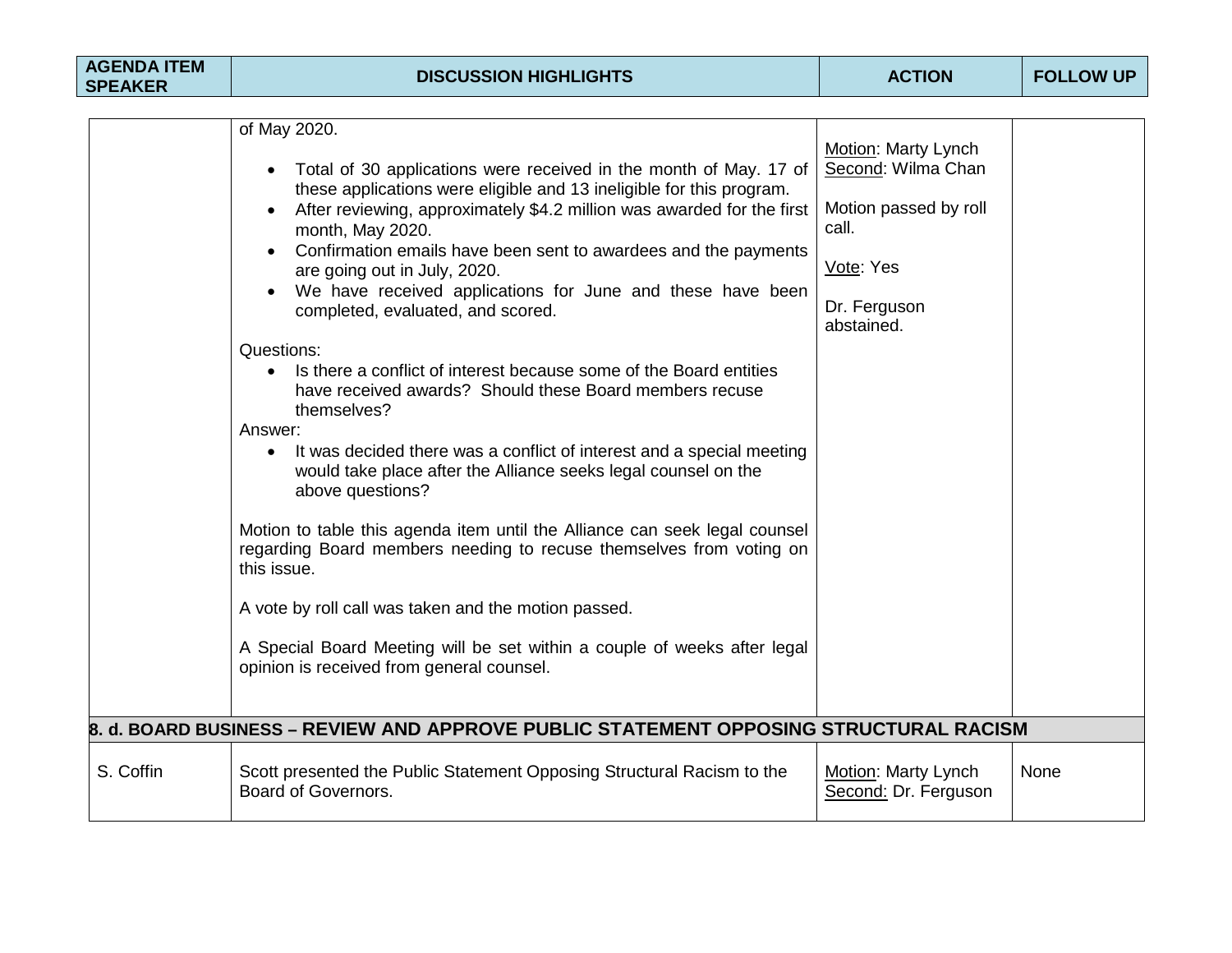| AGENDA ITEM SPEAKER | DISCUSSION HIGHLIGHTS | ACTION | FOLLOW UP |
|---|---|---|---|
| | of May 2020.<br><br>• Total of 30 applications were received in the month of May. 17 of these applications were eligible and 13 ineligible for this program.<br>• After reviewing, approximately $4.2 million was awarded for the first month, May 2020.<br>• Confirmation emails have been sent to awardees and the payments are going out in July, 2020.<br>• We have received applications for June and these have been completed, evaluated, and scored.<br><br>Questions:<br>• Is there a conflict of interest because some of the Board entities have received awards? Should these Board members recuse themselves?<br><br>Answer:<br>• It was decided there was a conflict of interest and a special meeting would take place after the Alliance seeks legal counsel on the above questions?<br><br>Motion to table this agenda item until the Alliance can seek legal counsel regarding Board members needing to recuse themselves from voting on this issue.<br><br>A vote by roll call was taken and the motion passed.<br><br>A Special Board Meeting will be set within a couple of weeks after legal opinion is received from general counsel. | Motion: Marty Lynch<br>Second: Wilma Chan<br><br>Motion passed by roll call.<br><br>Vote: Yes<br><br>Dr. Ferguson abstained. | |
| **8. d. BOARD BUSINESS – REVIEW AND APPROVE PUBLIC STATEMENT OPPOSING STRUCTURAL RACISM** | | | |
| S. Coffin | Scott presented the Public Statement Opposing Structural Racism to the Board of Governors. | Motion: Marty Lynch<br>Second: Dr. Ferguson | None |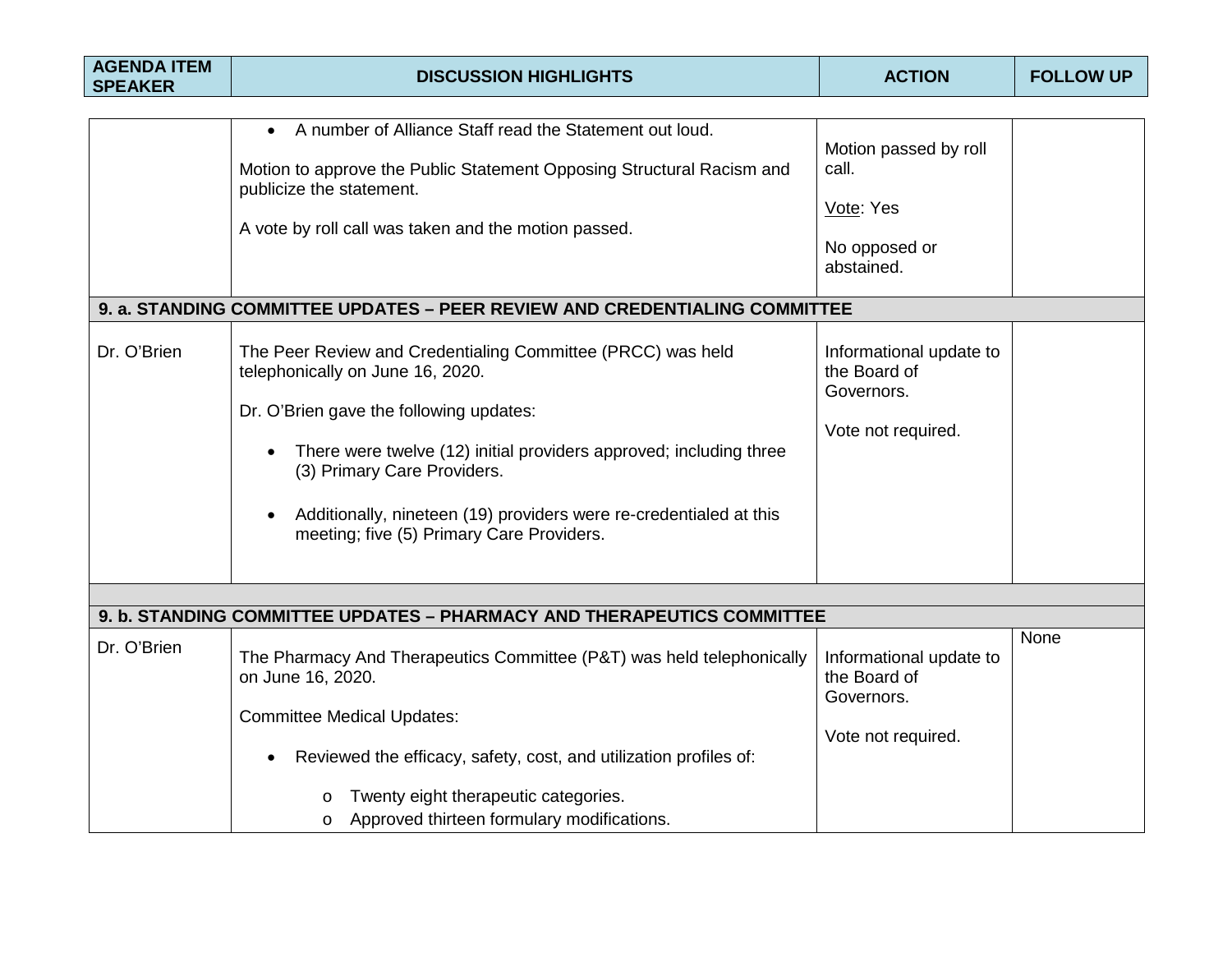| AGENDA ITEM SPEAKER | DISCUSSION HIGHLIGHTS | ACTION | FOLLOW UP |
|---|---|---|---|
| | • A number of Alliance Staff read the Statement out loud.<br><br>Motion to approve the Public Statement Opposing Structural Racism and publicize the statement.<br><br>A vote by roll call was taken and the motion passed. | Motion passed by roll call.<br><br>Vote: Yes<br><br>No opposed or abstained. | |
| **9. a. STANDING COMMITTEE UPDATES – PEER REVIEW AND CREDENTIALING COMMITTEE** | | | |
| Dr. O'Brien | The Peer Review and Credentialing Committee (PRCC) was held telephonically on June 16, 2020.<br><br>Dr. O'Brien gave the following updates:<br><br>• There were twelve (12) initial providers approved; including three (3) Primary Care Providers.<br><br>• Additionally, nineteen (19) providers were re-credentialed at this meeting; five (5) Primary Care Providers. | Informational update to the Board of Governors.<br><br>Vote not required. | |
| **9. b. STANDING COMMITTEE UPDATES – PHARMACY AND THERAPEUTICS COMMITTEE** | | | |
| Dr. O'Brien | The Pharmacy And Therapeutics Committee (P&T) was held telephonically on June 16, 2020.<br><br>Committee Medical Updates:<br><br>• Reviewed the efficacy, safety, cost, and utilization profiles of:<br>  o Twenty eight therapeutic categories.<br>  o Approved thirteen formulary modifications. | Informational update to the Board of Governors.<br><br>Vote not required. | None |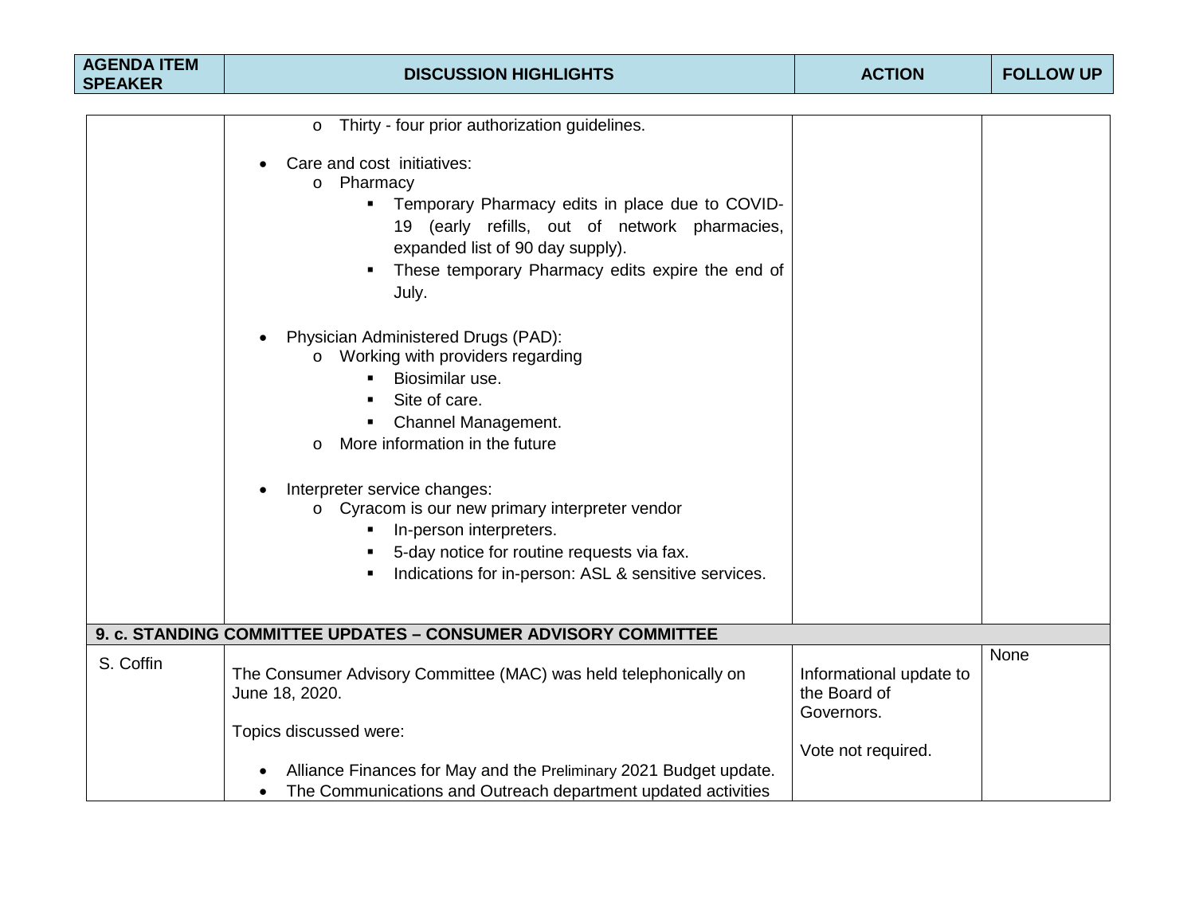| AGENDA ITEM SPEAKER | DISCUSSION HIGHLIGHTS | ACTION | FOLLOW UP |
|---|---|---|---|
| | o Thirty - four prior authorization guidelines.<br><br>• Care and cost initiatives:<br>  o Pharmacy<br>    ▪ Temporary Pharmacy edits in place due to COVID-19 (early refills, out of network pharmacies, expanded list of 90 day supply).<br>    ▪ These temporary Pharmacy edits expire the end of July.<br><br>• Physician Administered Drugs (PAD):<br>  o Working with providers regarding<br>    ▪ Biosimilar use.<br>    ▪ Site of care.<br>    ▪ Channel Management.<br>  o More information in the future<br><br>• Interpreter service changes:<br>  o Cyracom is our new primary interpreter vendor<br>    ▪ In-person interpreters.<br>    ▪ 5-day notice for routine requests via fax.<br>    ▪ Indications for in-person: ASL & sensitive services. | | |
| **9. c. STANDING COMMITTEE UPDATES – CONSUMER ADVISORY COMMITTEE** | | | |
| S. Coffin | The Consumer Advisory Committee (MAC) was held telephonically on June 18, 2020.<br><br>Topics discussed were:<br><br>• Alliance Finances for May and the Preliminary 2021 Budget update.<br>• The Communications and Outreach department updated activities | Informational update to the Board of Governors.<br><br>Vote not required. | None |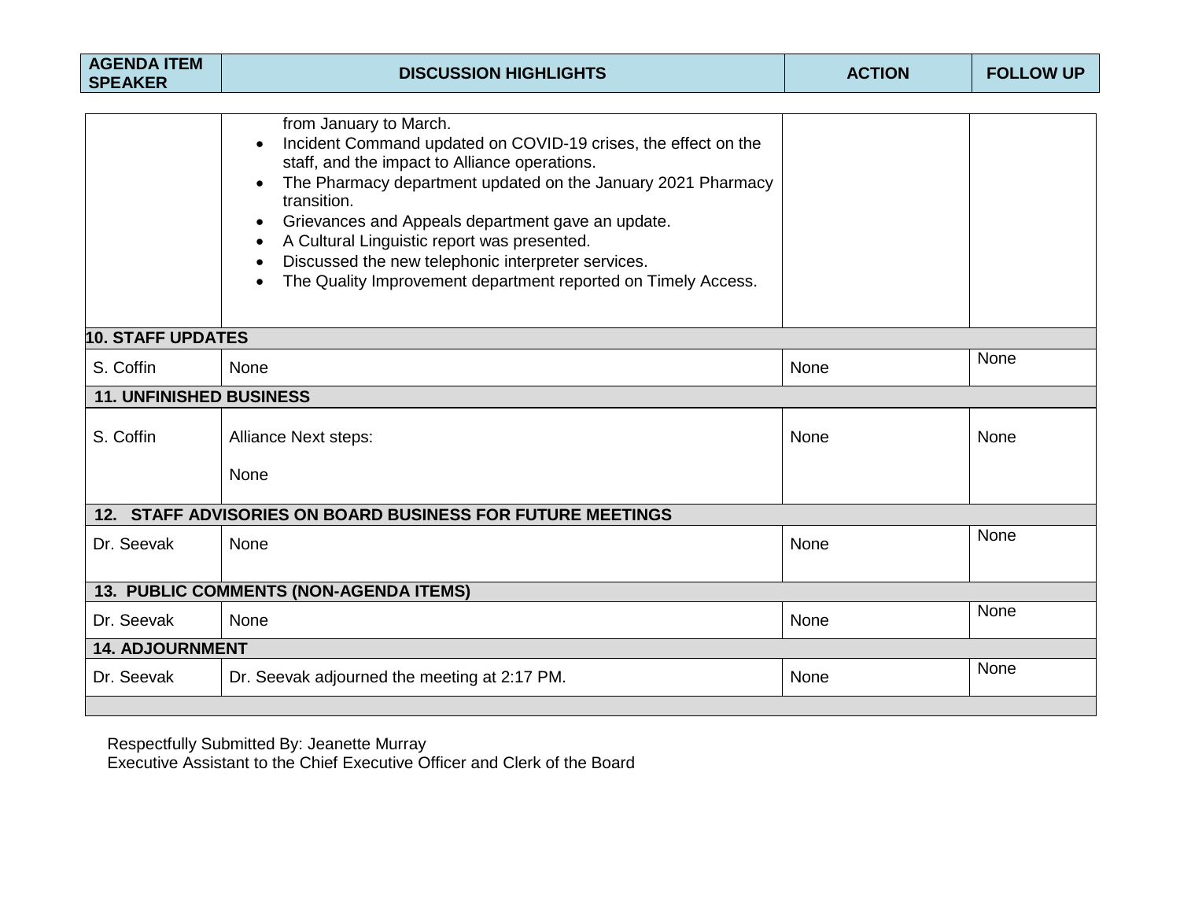| AGENDA ITEM SPEAKER | DISCUSSION HIGHLIGHTS | ACTION | FOLLOW UP |
|---|---|---|---|
| | from January to March.<br>• Incident Command updated on COVID-19 crises, the effect on the staff, and the impact to Alliance operations.<br>• The Pharmacy department updated on the January 2021 Pharmacy transition.<br>• Grievances and Appeals department gave an update.<br>• A Cultural Linguistic report was presented.<br>• Discussed the new telephonic interpreter services.<br>• The Quality Improvement department reported on Timely Access. | | |
| **10. STAFF UPDATES** | | | |
| S. Coffin | None | None | None |
| **11. UNFINISHED BUSINESS** | | | |
| S. Coffin | Alliance Next steps:<br><br>None | None | None |
| **12. STAFF ADVISORIES ON BOARD BUSINESS FOR FUTURE MEETINGS** | | | |
| Dr. Seevak | None | None | None |
| **13. PUBLIC COMMENTS (NON-AGENDA ITEMS)** | | | |
| Dr. Seevak | None | None | None |
| **14. ADJOURNMENT** | | | |
| Dr. Seevak | Dr. Seevak adjourned the meeting at 2:17 PM. | None | None |

Respectfully Submitted By: Jeanette Murray
Executive Assistant to the Chief Executive Officer and Clerk of the Board